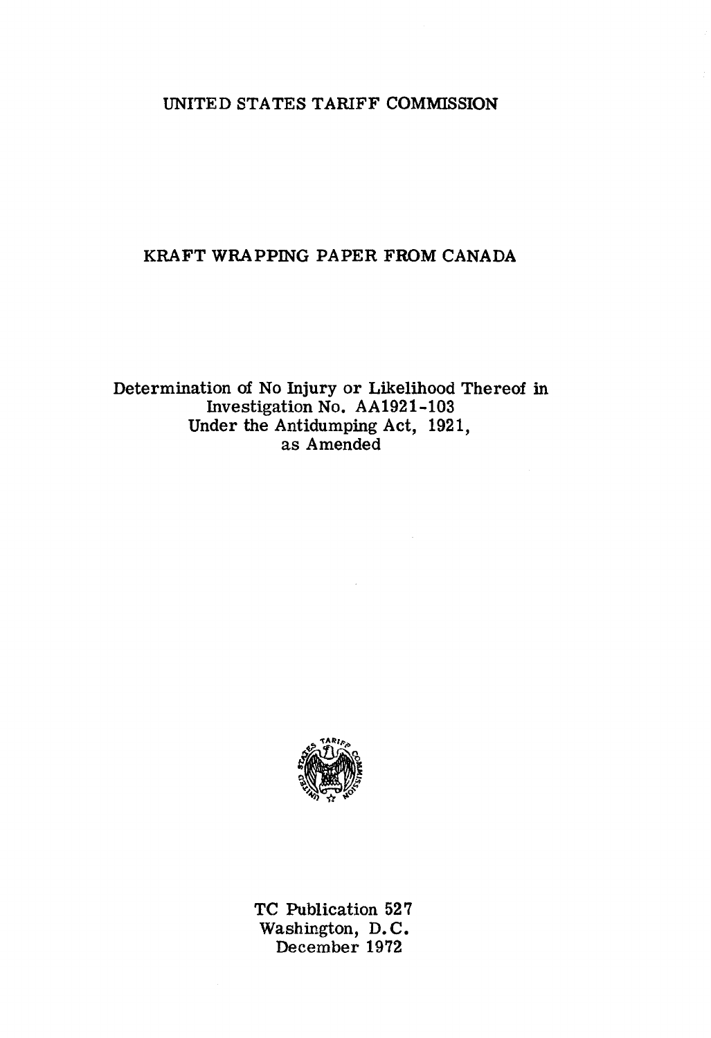# UNITED STATES TARIFF COMMISSION

## KRAFT WRAPPING PAPER FROM CANADA

Determination of No Injury or Likelihood Thereof in Investigation No. AA1921-103 Under the Antidumping Act, 1921, as Amended

TC Publication 527
Washington, D.C.
December 1972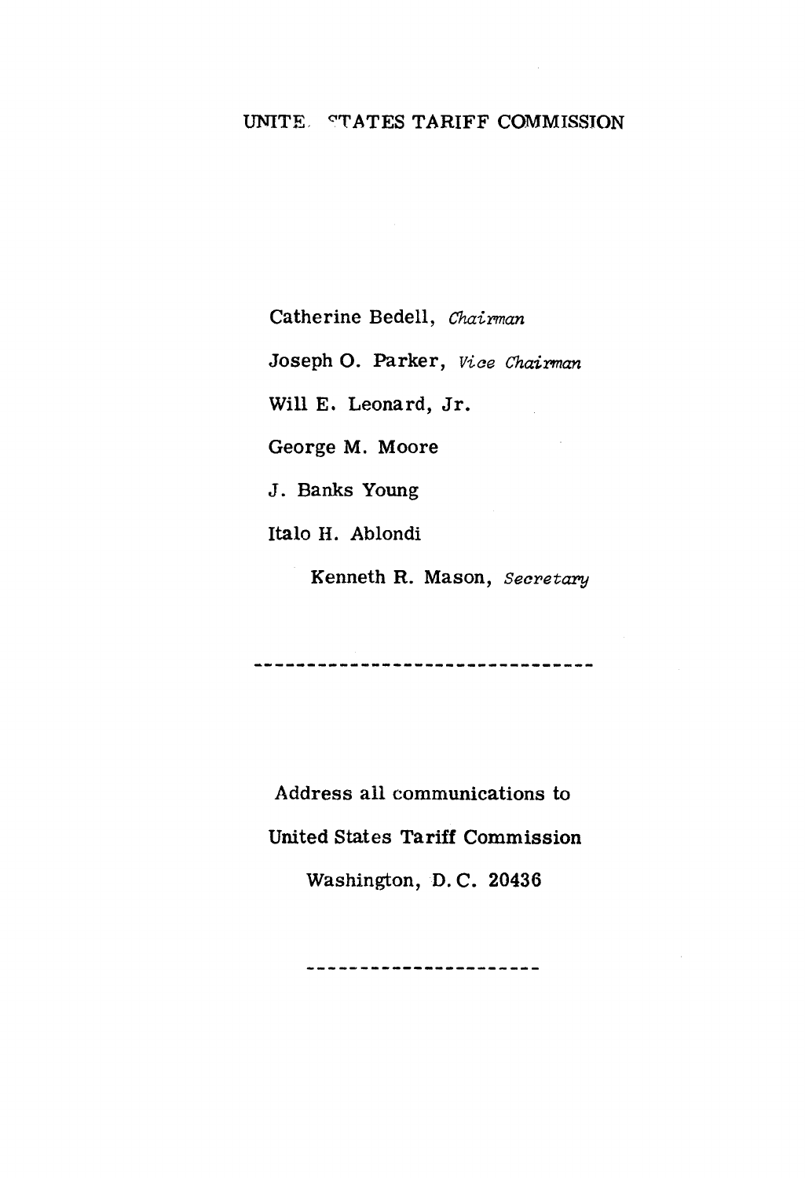UNITE  STATES TARIFF COMMISSION

Catherine Bedell, *Chairman*

Joseph O. Parker, *Vice Chairman*

Will E. Leonard, Jr.

George M. Moore

J. Banks Young

Italo H. Ablondi

Kenneth R. Mason, *Secretary*

---

Address all communications to

United States Tariff Commission

Washington, D.C. 20436

---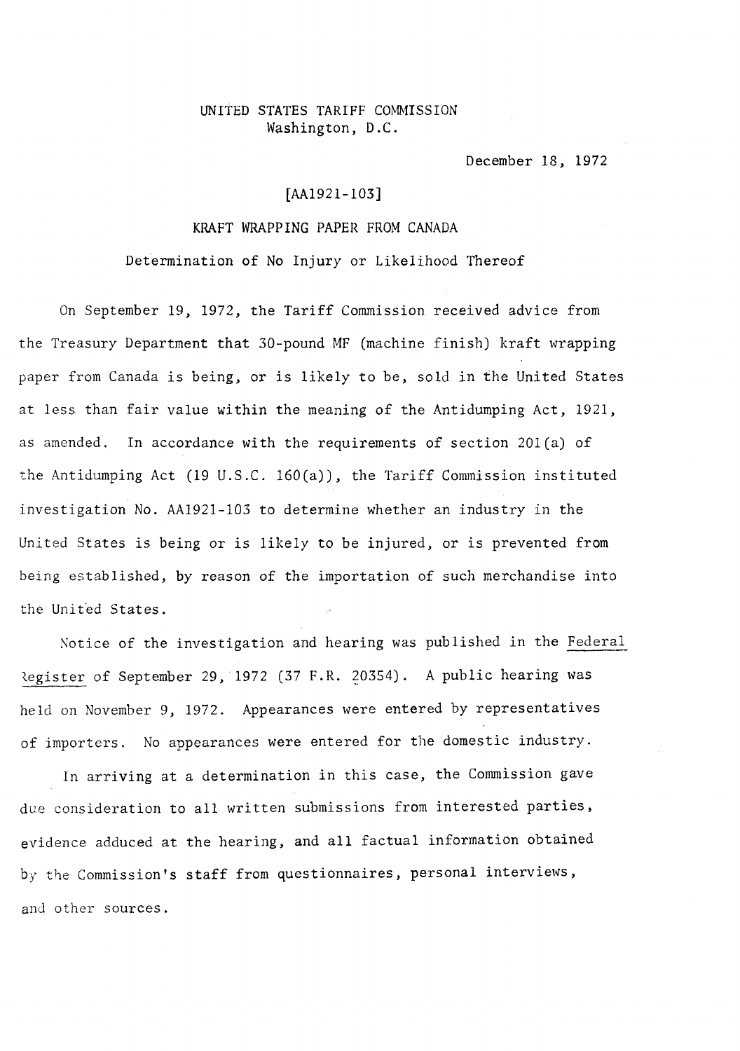UNITED STATES TARIFF COMMISSION
Washington, D.C.

December 18, 1972

[AA1921-103]

# KRAFT WRAPPING PAPER FROM CANADA

## Determination of No Injury or Likelihood Thereof

On September 19, 1972, the Tariff Commission received advice from the Treasury Department that 30-pound MF (machine finish) kraft wrapping paper from Canada is being, or is likely to be, sold in the United States at less than fair value within the meaning of the Antidumping Act, 1921, as amended. In accordance with the requirements of section 201(a) of the Antidumping Act (19 U.S.C. 160(a)), the Tariff Commission instituted investigation No. AA1921-103 to determine whether an industry in the United States is being or is likely to be injured, or is prevented from being established, by reason of the importation of such merchandise into the United States.

Notice of the investigation and hearing was published in the _Federal Register_ of September 29, 1972 (37 F.R. 20354). A public hearing was held on November 9, 1972. Appearances were entered by representatives of importers. No appearances were entered for the domestic industry.

In arriving at a determination in this case, the Commission gave due consideration to all written submissions from interested parties, evidence adduced at the hearing, and all factual information obtained by the Commission's staff from questionnaires, personal interviews, and other sources.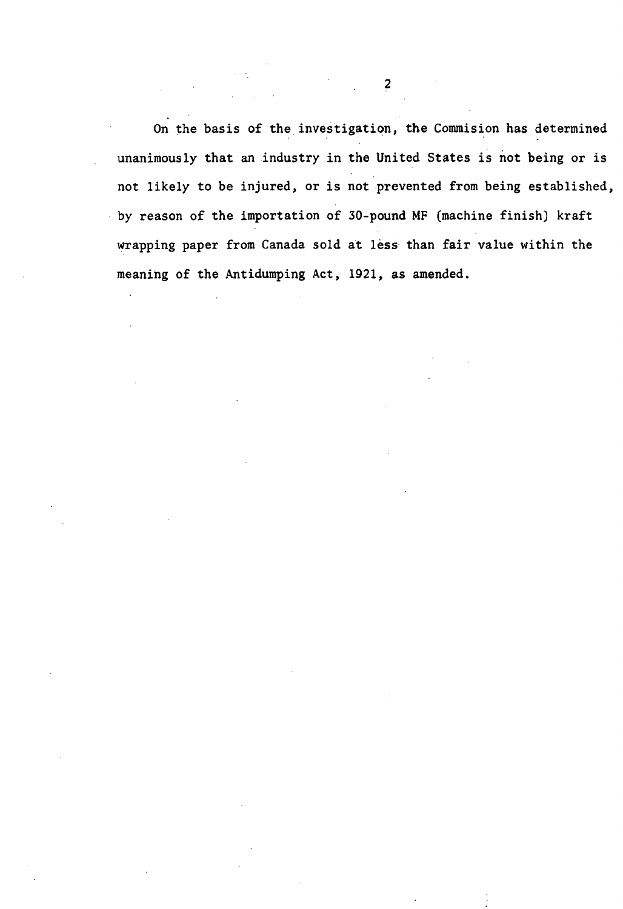On the basis of the investigation, the Commision has determined unanimously that an industry in the United States is not being or is not likely to be injured, or is not prevented from being established, by reason of the importation of 30-pound MF (machine finish) kraft wrapping paper from Canada sold at less than fair value within the meaning of the Antidumping Act, 1921, as amended.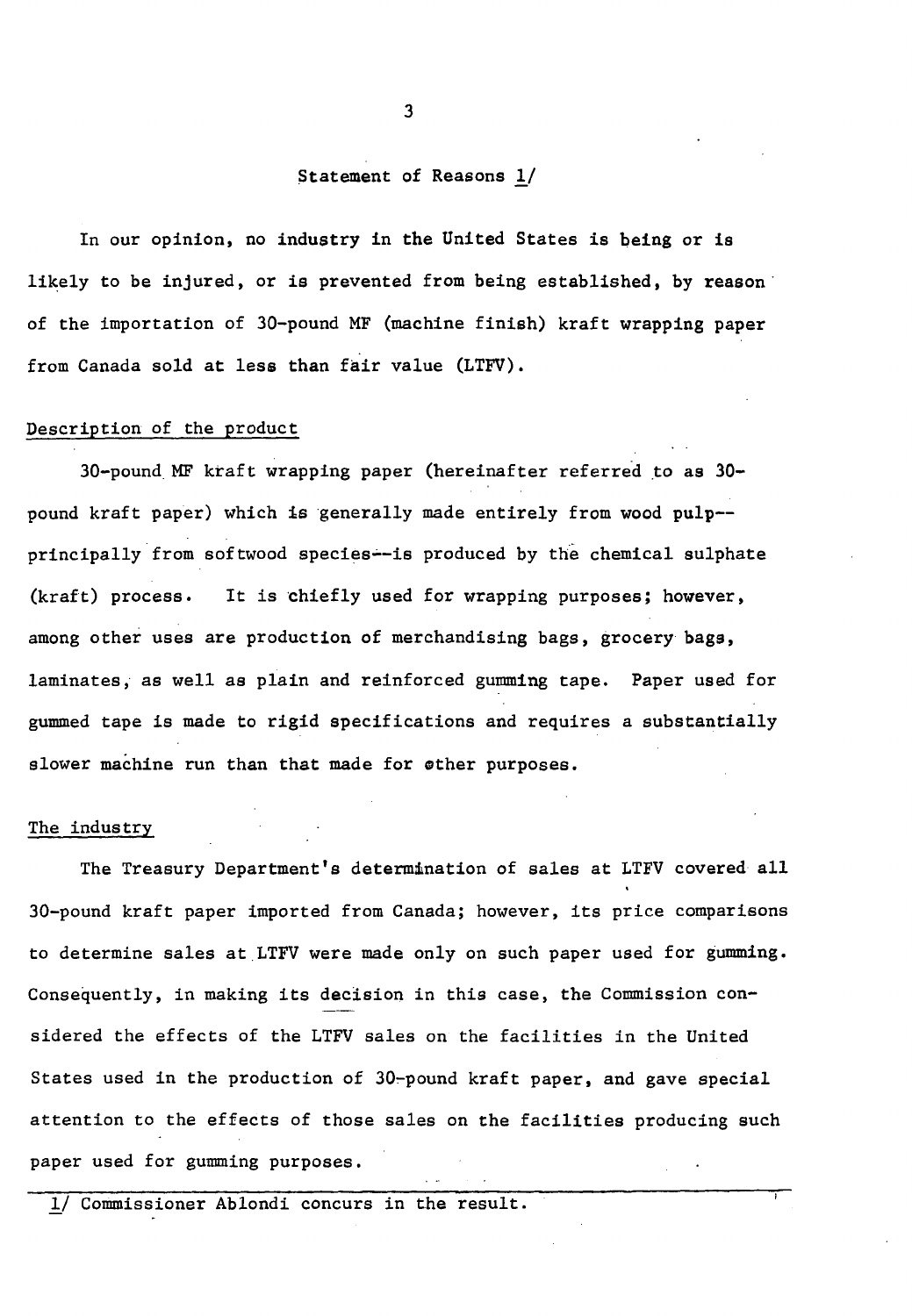## Statement of Reasons [1]

In our opinion, no industry in the United States is being or is likely to be injured, or is prevented from being established, by reason of the importation of 30-pound MF (machine finish) kraft wrapping paper from Canada sold at less than fair value (LTFV).

### Description of the product

30-pound MF kraft wrapping paper (hereinafter referred to as 30-pound kraft paper) which is generally made entirely from wood pulp--principally from softwood species--is produced by the chemical sulphate (kraft) process. It is chiefly used for wrapping purposes; however, among other uses are production of merchandising bags, grocery bags, laminates, as well as plain and reinforced gumming tape. Paper used for gummed tape is made to rigid specifications and requires a substantially slower machine run than that made for other purposes.

### The industry

The Treasury Department's determination of sales at LTFV covered all 30-pound kraft paper imported from Canada; however, its price comparisons to determine sales at LTFV were made only on such paper used for gumming. Consequently, in making its decision in this case, the Commission considered the effects of the LTFV sales on the facilities in the United States used in the production of 30-pound kraft paper, and gave special attention to the effects of those sales on the facilities producing such paper used for gumming purposes.

---

[1] Commissioner Ablondi concurs in the result.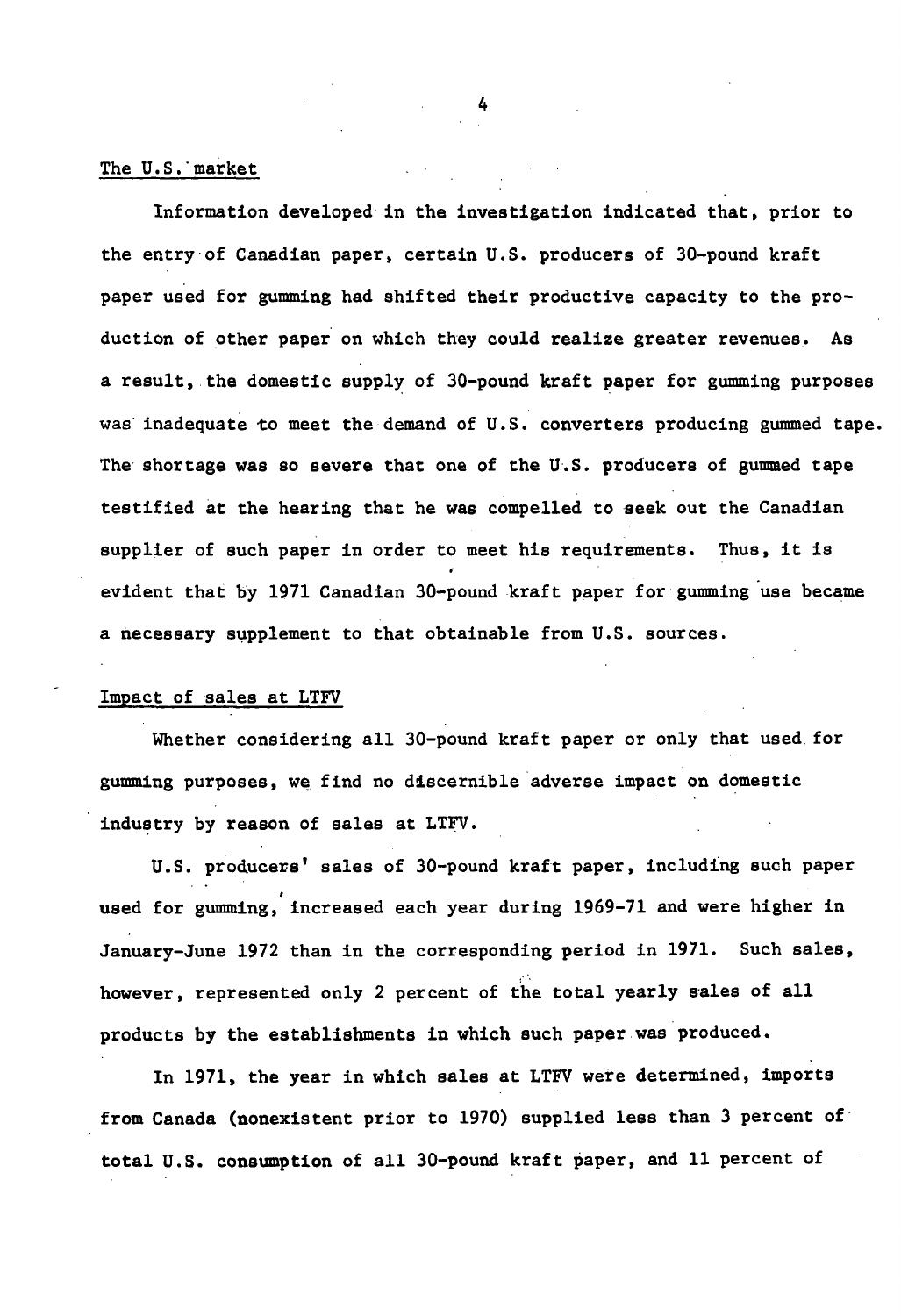## The U.S. market

Information developed in the investigation indicated that, prior to the entry of Canadian paper, certain U.S. producers of 30-pound kraft paper used for gumming had shifted their productive capacity to the production of other paper on which they could realize greater revenues. As a result, the domestic supply of 30-pound kraft paper for gumming purposes was inadequate to meet the demand of U.S. converters producing gummed tape. The shortage was so severe that one of the U.S. producers of gummed tape testified at the hearing that he was compelled to seek out the Canadian supplier of such paper in order to meet his requirements. Thus, it is evident that by 1971 Canadian 30-pound kraft paper for gumming use became a necessary supplement to that obtainable from U.S. sources.

## Impact of sales at LTFV

Whether considering all 30-pound kraft paper or only that used for gumming purposes, we find no discernible adverse impact on domestic industry by reason of sales at LTFV.

U.S. producers' sales of 30-pound kraft paper, including such paper used for gumming, increased each year during 1969-71 and were higher in January-June 1972 than in the corresponding period in 1971. Such sales, however, represented only 2 percent of the total yearly sales of all products by the establishments in which such paper was produced.

In 1971, the year in which sales at LTFV were determined, imports from Canada (nonexistent prior to 1970) supplied less than 3 percent of total U.S. consumption of all 30-pound kraft paper, and 11 percent of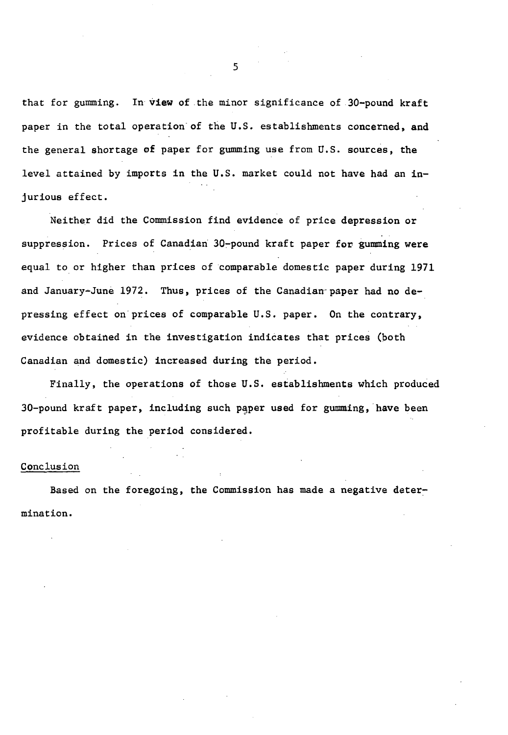that for gumming. In view of the minor significance of 30-pound kraft paper in the total operation of the U.S. establishments concerned, and the general shortage of paper for gumming use from U.S. sources, the level attained by imports in the U.S. market could not have had an injurious effect.

Neither did the Commission find evidence of price depression or suppression. Prices of Canadian 30-pound kraft paper for gumming were equal to or higher than prices of comparable domestic paper during 1971 and January-June 1972. Thus, prices of the Canadian paper had no depressing effect on prices of comparable U.S. paper. On the contrary, evidence obtained in the investigation indicates that prices (both Canadian and domestic) increased during the period.

Finally, the operations of those U.S. establishments which produced 30-pound kraft paper, including such paper used for gumming, have been profitable during the period considered.

## Conclusion

Based on the foregoing, the Commission has made a negative determination.